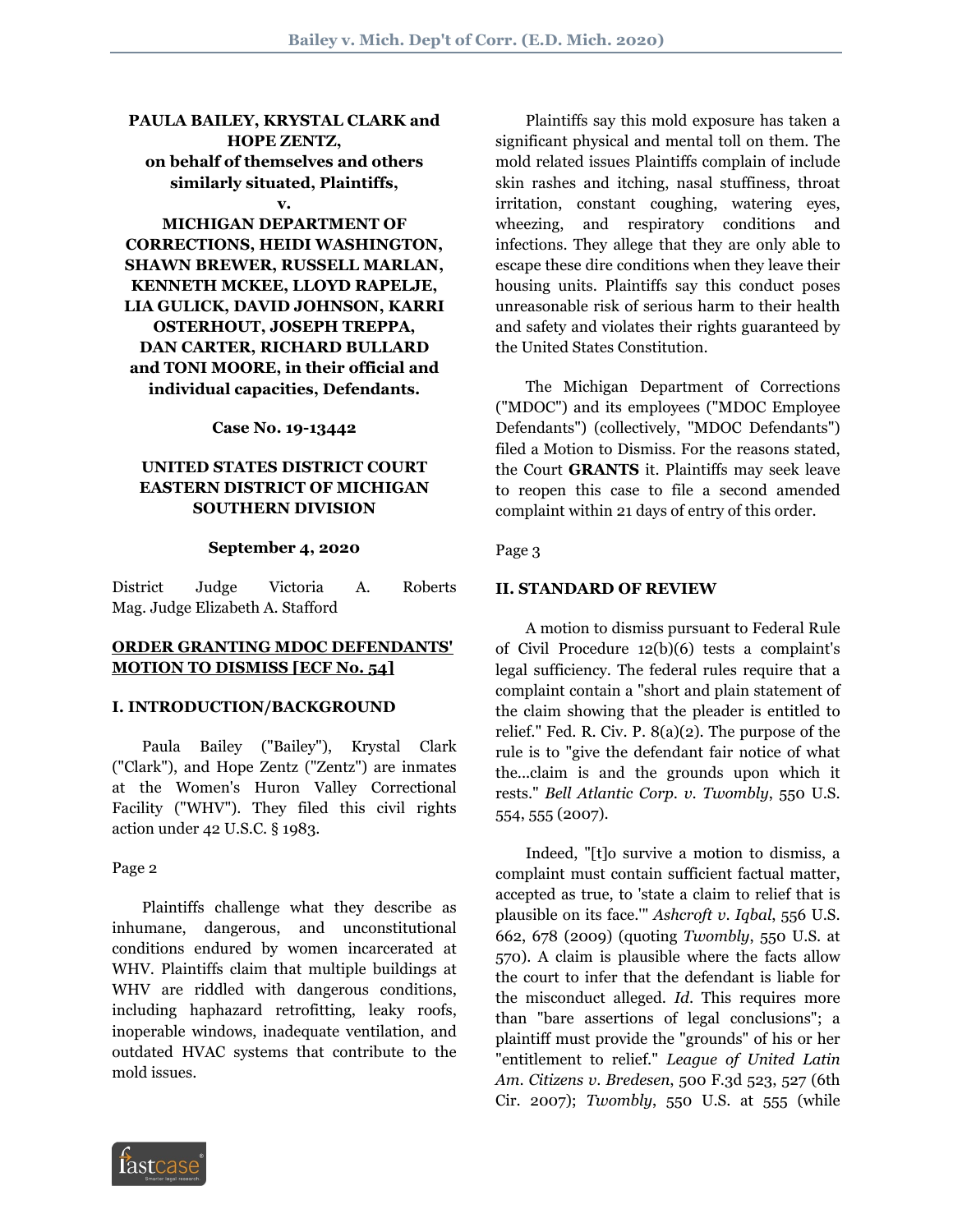**PAULA BAILEY, KRYSTAL CLARK and HOPE ZENTZ,**
**on behalf of themselves and others similarly situated, Plaintiffs,**
**v.**
**MICHIGAN DEPARTMENT OF CORRECTIONS, HEIDI WASHINGTON, SHAWN BREWER, RUSSELL MARLAN, KENNETH MCKEE, LLOYD RAPELJE, LIA GULICK, DAVID JOHNSON, KARRI OSTERHOUT, JOSEPH TREPPA, DAN CARTER, RICHARD BULLARD and TONI MOORE, in their official and individual capacities, Defendants.**

**Case No. 19-13442**

**UNITED STATES DISTRICT COURT EASTERN DISTRICT OF MICHIGAN SOUTHERN DIVISION**

**September 4, 2020**

District Judge Victoria A. Roberts
Mag. Judge Elizabeth A. Stafford

**ORDER GRANTING MDOC DEFENDANTS' MOTION TO DISMISS [ECF No. 54]**

**I. INTRODUCTION/BACKGROUND**

Paula Bailey ("Bailey"), Krystal Clark ("Clark"), and Hope Zentz ("Zentz") are inmates at the Women's Huron Valley Correctional Facility ("WHV"). They filed this civil rights action under 42 U.S.C. § 1983.

Page 2

Plaintiffs challenge what they describe as inhumane, dangerous, and unconstitutional conditions endured by women incarcerated at WHV. Plaintiffs claim that multiple buildings at WHV are riddled with dangerous conditions, including haphazard retrofitting, leaky roofs, inoperable windows, inadequate ventilation, and outdated HVAC systems that contribute to the mold issues.

Plaintiffs say this mold exposure has taken a significant physical and mental toll on them. The mold related issues Plaintiffs complain of include skin rashes and itching, nasal stuffiness, throat irritation, constant coughing, watering eyes, wheezing, and respiratory conditions and infections. They allege that they are only able to escape these dire conditions when they leave their housing units. Plaintiffs say this conduct poses unreasonable risk of serious harm to their health and safety and violates their rights guaranteed by the United States Constitution.

The Michigan Department of Corrections ("MDOC") and its employees ("MDOC Employee Defendants") (collectively, "MDOC Defendants") filed a Motion to Dismiss. For the reasons stated, the Court **GRANTS** it. Plaintiffs may seek leave to reopen this case to file a second amended complaint within 21 days of entry of this order.

Page 3

**II. STANDARD OF REVIEW**

A motion to dismiss pursuant to Federal Rule of Civil Procedure 12(b)(6) tests a complaint's legal sufficiency. The federal rules require that a complaint contain a "short and plain statement of the claim showing that the pleader is entitled to relief." Fed. R. Civ. P. 8(a)(2). The purpose of the rule is to "give the defendant fair notice of what the...claim is and the grounds upon which it rests." *Bell Atlantic Corp. v. Twombly*, 550 U.S. 554, 555 (2007).

Indeed, "[t]o survive a motion to dismiss, a complaint must contain sufficient factual matter, accepted as true, to 'state a claim to relief that is plausible on its face.'" *Ashcroft v. Iqbal*, 556 U.S. 662, 678 (2009) (quoting *Twombly*, 550 U.S. at 570). A claim is plausible where the facts allow the court to infer that the defendant is liable for the misconduct alleged. *Id.* This requires more than "bare assertions of legal conclusions"; a plaintiff must provide the "grounds" of his or her "entitlement to relief." *League of United Latin Am. Citizens v. Bredesen*, 500 F.3d 523, 527 (6th Cir. 2007); *Twombly*, 550 U.S. at 555 (while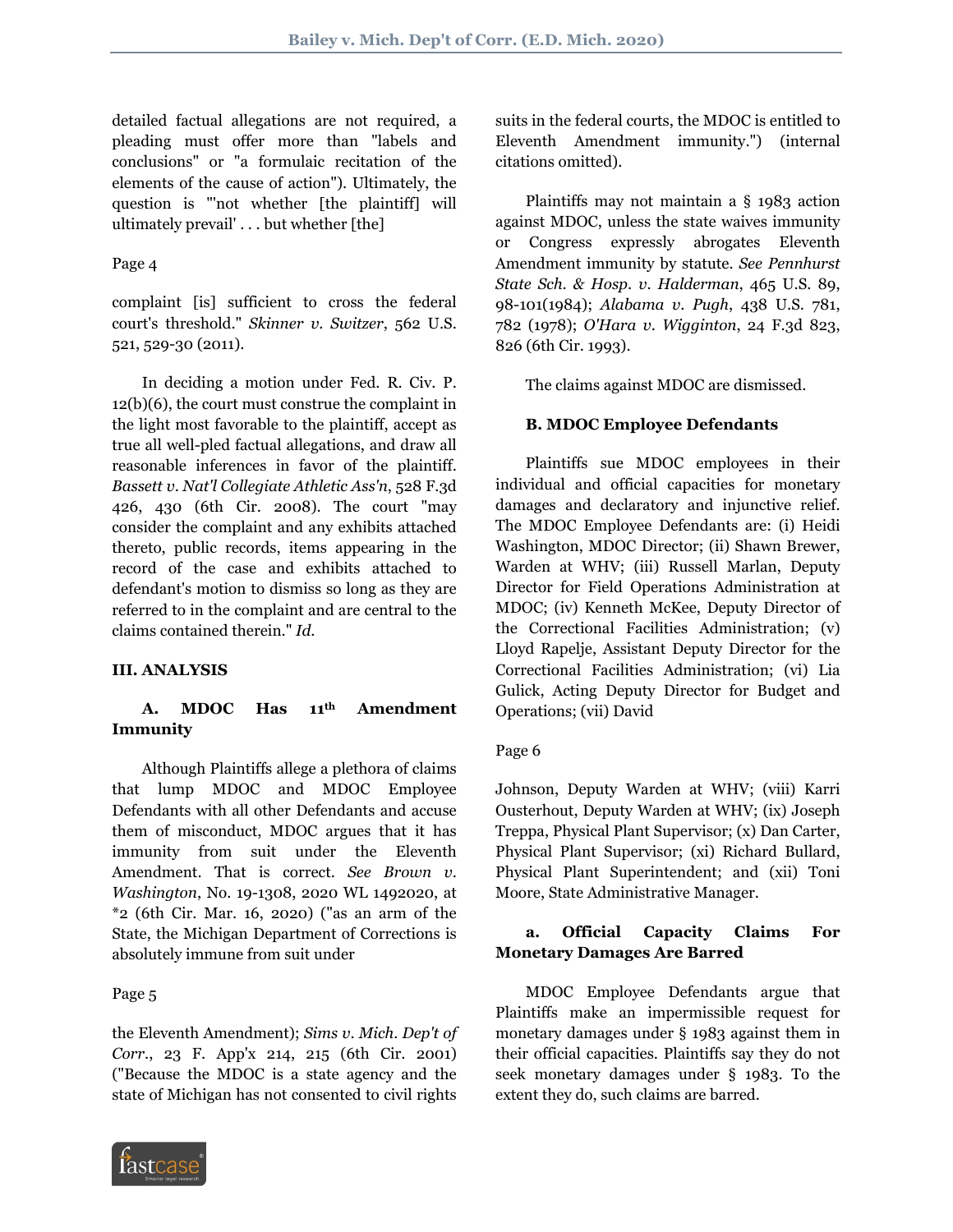detailed factual allegations are not required, a pleading must offer more than "labels and conclusions" or "a formulaic recitation of the elements of the cause of action"). Ultimately, the question is "'not whether [the plaintiff] will ultimately prevail' . . . but whether [the]

Page 4

complaint [is] sufficient to cross the federal court's threshold." *Skinner v. Switzer*, 562 U.S. 521, 529-30 (2011).

In deciding a motion under Fed. R. Civ. P. 12(b)(6), the court must construe the complaint in the light most favorable to the plaintiff, accept as true all well-pled factual allegations, and draw all reasonable inferences in favor of the plaintiff. *Bassett v. Nat'l Collegiate Athletic Ass'n*, 528 F.3d 426, 430 (6th Cir. 2008). The court "may consider the complaint and any exhibits attached thereto, public records, items appearing in the record of the case and exhibits attached to defendant's motion to dismiss so long as they are referred to in the complaint and are central to the claims contained therein." *Id.*

## III. ANALYSIS

### A. MDOC Has 11th Amendment Immunity

Although Plaintiffs allege a plethora of claims that lump MDOC and MDOC Employee Defendants with all other Defendants and accuse them of misconduct, MDOC argues that it has immunity from suit under the Eleventh Amendment. That is correct. *See Brown v. Washington*, No. 19-1308, 2020 WL 1492020, at *2 (6th Cir. Mar. 16, 2020) ("as an arm of the State, the Michigan Department of Corrections is absolutely immune from suit under

Page 5

the Eleventh Amendment); *Sims v. Mich. Dep't of Corr.*, 23 F. App'x 214, 215 (6th Cir. 2001) ("Because the MDOC is a state agency and the state of Michigan has not consented to civil rights suits in the federal courts, the MDOC is entitled to Eleventh Amendment immunity.") (internal citations omitted).

Plaintiffs may not maintain a § 1983 action against MDOC, unless the state waives immunity or Congress expressly abrogates Eleventh Amendment immunity by statute. *See Pennhurst State Sch. & Hosp. v. Halderman*, 465 U.S. 89, 98-101(1984); *Alabama v. Pugh*, 438 U.S. 781, 782 (1978); *O'Hara v. Wigginton*, 24 F.3d 823, 826 (6th Cir. 1993).

The claims against MDOC are dismissed.

### B. MDOC Employee Defendants

Plaintiffs sue MDOC employees in their individual and official capacities for monetary damages and declaratory and injunctive relief. The MDOC Employee Defendants are: (i) Heidi Washington, MDOC Director; (ii) Shawn Brewer, Warden at WHV; (iii) Russell Marlan, Deputy Director for Field Operations Administration at MDOC; (iv) Kenneth McKee, Deputy Director of the Correctional Facilities Administration; (v) Lloyd Rapelje, Assistant Deputy Director for the Correctional Facilities Administration; (vi) Lia Gulick, Acting Deputy Director for Budget and Operations; (vii) David

Page 6

Johnson, Deputy Warden at WHV; (viii) Karri Ousterhout, Deputy Warden at WHV; (ix) Joseph Treppa, Physical Plant Supervisor; (x) Dan Carter, Physical Plant Supervisor; (xi) Richard Bullard, Physical Plant Superintendent; and (xii) Toni Moore, State Administrative Manager.

#### a. Official Capacity Claims For Monetary Damages Are Barred

MDOC Employee Defendants argue that Plaintiffs make an impermissible request for monetary damages under § 1983 against them in their official capacities. Plaintiffs say they do not seek monetary damages under § 1983. To the extent they do, such claims are barred.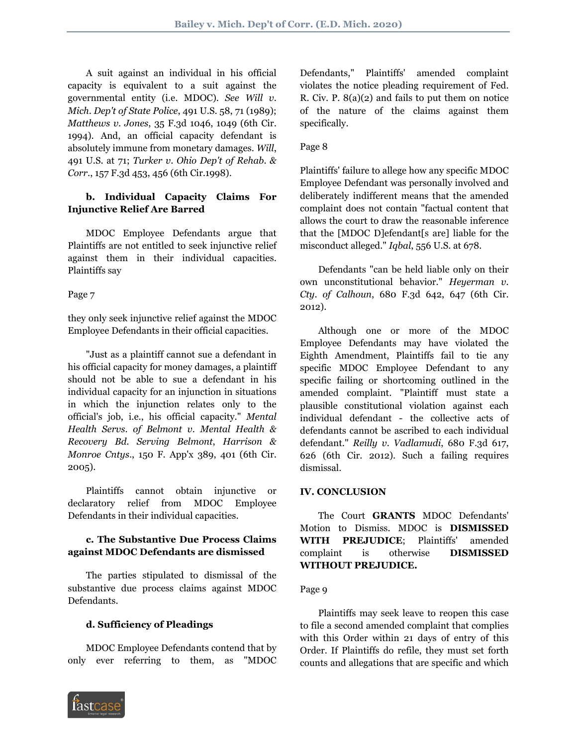A suit against an individual in his official capacity is equivalent to a suit against the governmental entity (i.e. MDOC). *See Will v. Mich. Dep't of State Police*, 491 U.S. 58, 71 (1989); *Matthews v. Jones*, 35 F.3d 1046, 1049 (6th Cir. 1994). And, an official capacity defendant is absolutely immune from monetary damages. *Will*, 491 U.S. at 71; *Turker v. Ohio Dep't of Rehab. & Corr.*, 157 F.3d 453, 456 (6th Cir.1998).

**b. Individual Capacity Claims For Injunctive Relief Are Barred**

MDOC Employee Defendants argue that Plaintiffs are not entitled to seek injunctive relief against them in their individual capacities. Plaintiffs say

Page 7

they only seek injunctive relief against the MDOC Employee Defendants in their official capacities.

"Just as a plaintiff cannot sue a defendant in his official capacity for money damages, a plaintiff should not be able to sue a defendant in his individual capacity for an injunction in situations in which the injunction relates only to the official's job, i.e., his official capacity." *Mental Health Servs. of Belmont v. Mental Health & Recovery Bd. Serving Belmont, Harrison & Monroe Cntys.*, 150 F. App'x 389, 401 (6th Cir. 2005).

Plaintiffs cannot obtain injunctive or declaratory relief from MDOC Employee Defendants in their individual capacities.

**c. The Substantive Due Process Claims against MDOC Defendants are dismissed**

The parties stipulated to dismissal of the substantive due process claims against MDOC Defendants.

**d. Sufficiency of Pleadings**

MDOC Employee Defendants contend that by only ever referring to them, as "MDOC Defendants," Plaintiffs' amended complaint violates the notice pleading requirement of Fed. R. Civ. P. 8(a)(2) and fails to put them on notice of the nature of the claims against them specifically.

Page 8

Plaintiffs' failure to allege how any specific MDOC Employee Defendant was personally involved and deliberately indifferent means that the amended complaint does not contain "factual content that allows the court to draw the reasonable inference that the [MDOC D]efendant[s are] liable for the misconduct alleged." *Iqbal*, 556 U.S. at 678.

Defendants "can be held liable only on their own unconstitutional behavior." *Heyerman v. Cty. of Calhoun*, 680 F.3d 642, 647 (6th Cir. 2012).

Although one or more of the MDOC Employee Defendants may have violated the Eighth Amendment, Plaintiffs fail to tie any specific MDOC Employee Defendant to any specific failing or shortcoming outlined in the amended complaint. "Plaintiff must state a plausible constitutional violation against each individual defendant - the collective acts of defendants cannot be ascribed to each individual defendant." *Reilly v. Vadlamudi*, 680 F.3d 617, 626 (6th Cir. 2012). Such a failing requires dismissal.

**IV. CONCLUSION**

The Court **GRANTS** MDOC Defendants' Motion to Dismiss. MDOC is **DISMISSED WITH PREJUDICE**; Plaintiffs' amended complaint is otherwise **DISMISSED WITHOUT PREJUDICE.**

Page 9

Plaintiffs may seek leave to reopen this case to file a second amended complaint that complies with this Order within 21 days of entry of this Order. If Plaintiffs do refile, they must set forth counts and allegations that are specific and which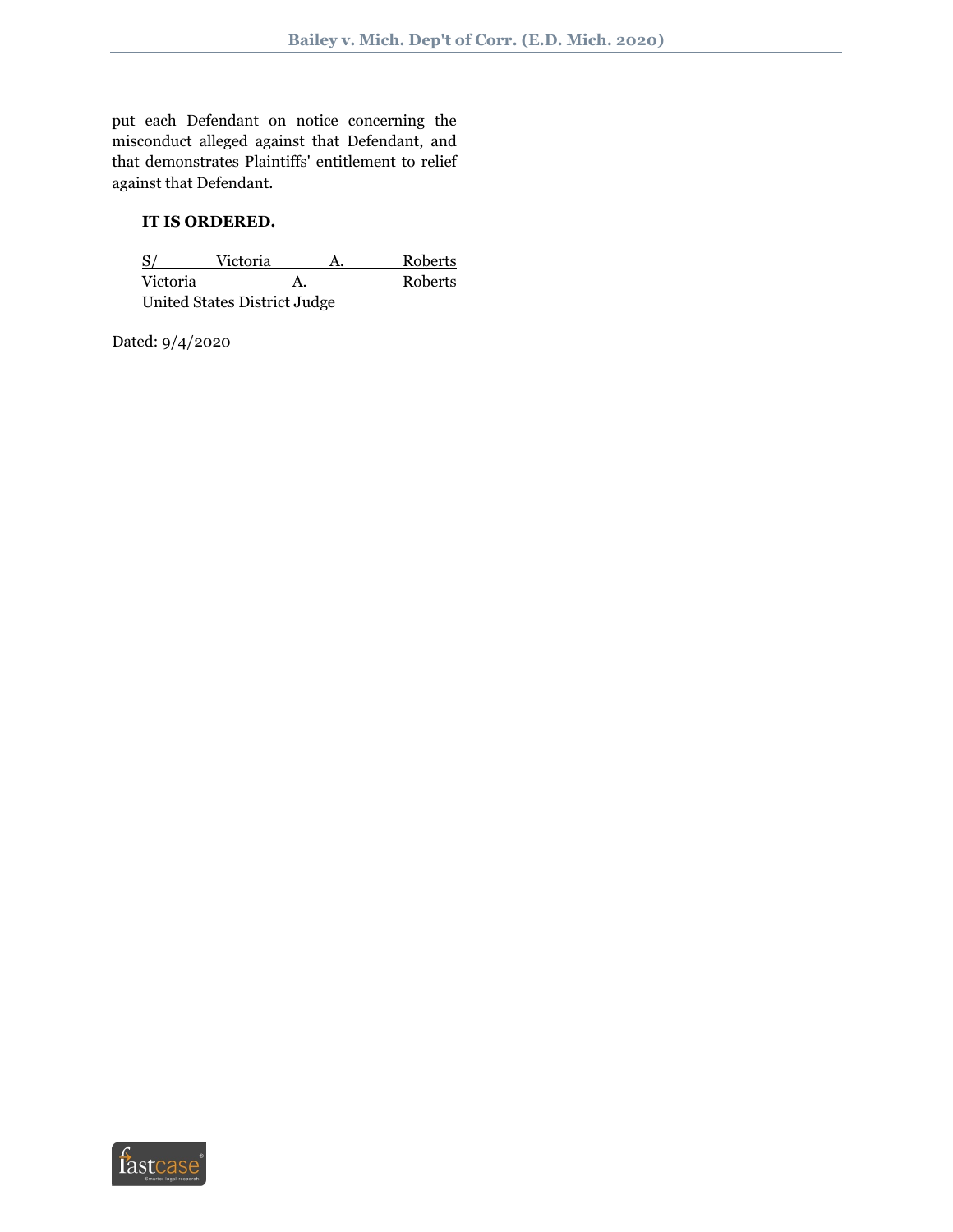put each Defendant on notice concerning the misconduct alleged against that Defendant, and that demonstrates Plaintiffs' entitlement to relief against that Defendant.

**IT IS ORDERED.**

S/ Victoria A. Roberts
Victoria A. Roberts
United States District Judge

Dated: 9/4/2020